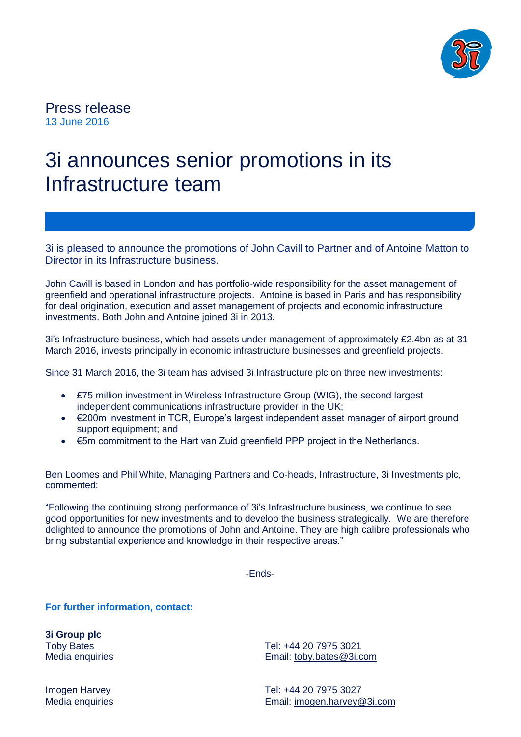Press release
13 June 2016

# 3i announces senior promotions in its Infrastructure team

3i is pleased to announce the promotions of John Cavill to Partner and of Antoine Matton to Director in its Infrastructure business.

John Cavill is based in London and has portfolio-wide responsibility for the asset management of greenfield and operational infrastructure projects. Antoine is based in Paris and has responsibility for deal origination, execution and asset management of projects and economic infrastructure investments. Both John and Antoine joined 3i in 2013.

3i's Infrastructure business, which had assets under management of approximately £2.4bn as at 31 March 2016, invests principally in economic infrastructure businesses and greenfield projects.

Since 31 March 2016, the 3i team has advised 3i Infrastructure plc on three new investments:

- £75 million investment in Wireless Infrastructure Group (WIG), the second largest independent communications infrastructure provider in the UK;
- €200m investment in TCR, Europe's largest independent asset manager of airport ground support equipment; and
- €5m commitment to the Hart van Zuid greenfield PPP project in the Netherlands.

Ben Loomes and Phil White, Managing Partners and Co-heads, Infrastructure, 3i Investments plc, commented:

"Following the continuing strong performance of 3i's Infrastructure business, we continue to see good opportunities for new investments and to develop the business strategically. We are therefore delighted to announce the promotions of John and Antoine. They are high calibre professionals who bring substantial experience and knowledge in their respective areas."

-Ends-

**For further information, contact:**

**3i Group plc**

Toby Bates
Media enquiries
Tel: +44 20 7975 3021
Email: toby.bates@3i.com

Imogen Harvey
Media enquiries
Tel: +44 20 7975 3027
Email: imogen.harvey@3i.com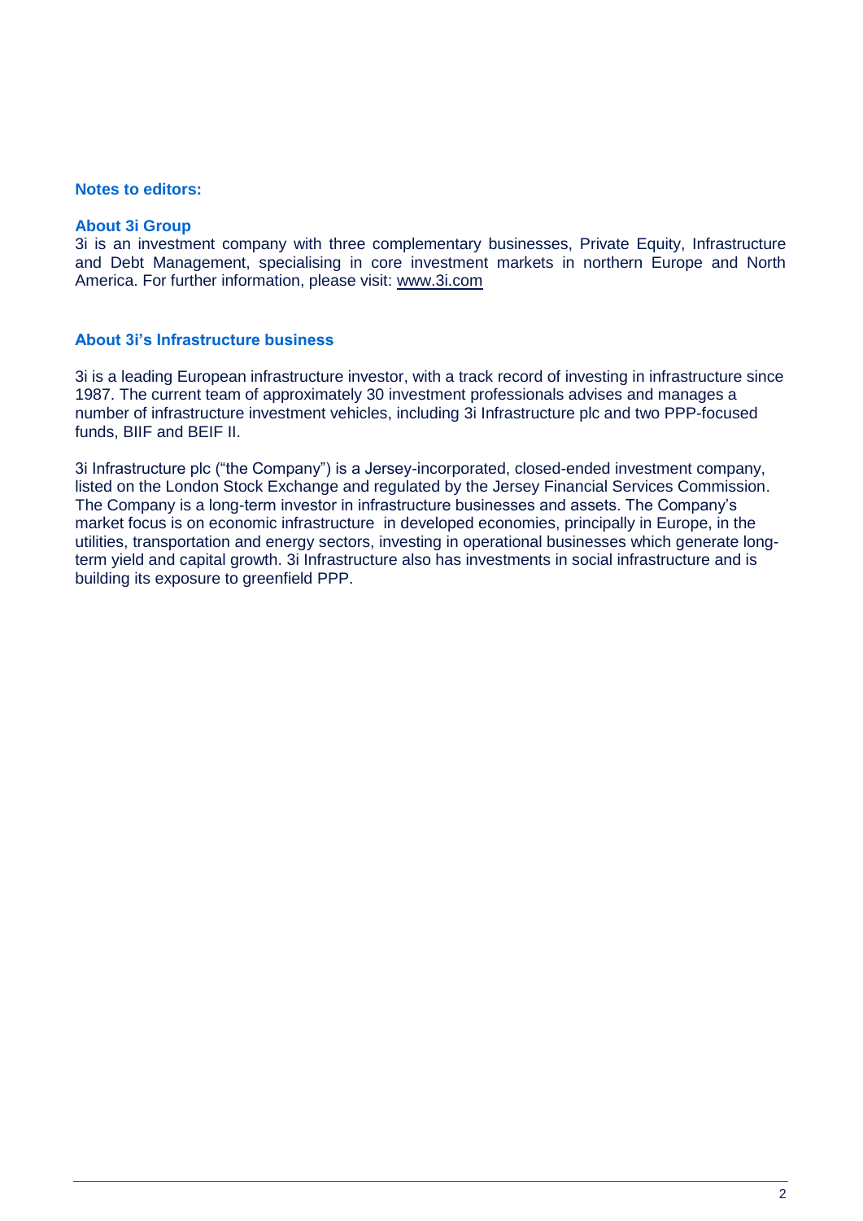**Notes to editors:**

**About 3i Group**

3i is an investment company with three complementary businesses, Private Equity, Infrastructure and Debt Management, specialising in core investment markets in northern Europe and North America. For further information, please visit: www.3i.com

**About 3i's Infrastructure business**

3i is a leading European infrastructure investor, with a track record of investing in infrastructure since 1987. The current team of approximately 30 investment professionals advises and manages a number of infrastructure investment vehicles, including 3i Infrastructure plc and two PPP-focused funds, BIIF and BEIF II.

3i Infrastructure plc ("the Company") is a Jersey-incorporated, closed-ended investment company, listed on the London Stock Exchange and regulated by the Jersey Financial Services Commission. The Company is a long-term investor in infrastructure businesses and assets. The Company's market focus is on economic infrastructure in developed economies, principally in Europe, in the utilities, transportation and energy sectors, investing in operational businesses which generate long-term yield and capital growth. 3i Infrastructure also has investments in social infrastructure and is building its exposure to greenfield PPP.